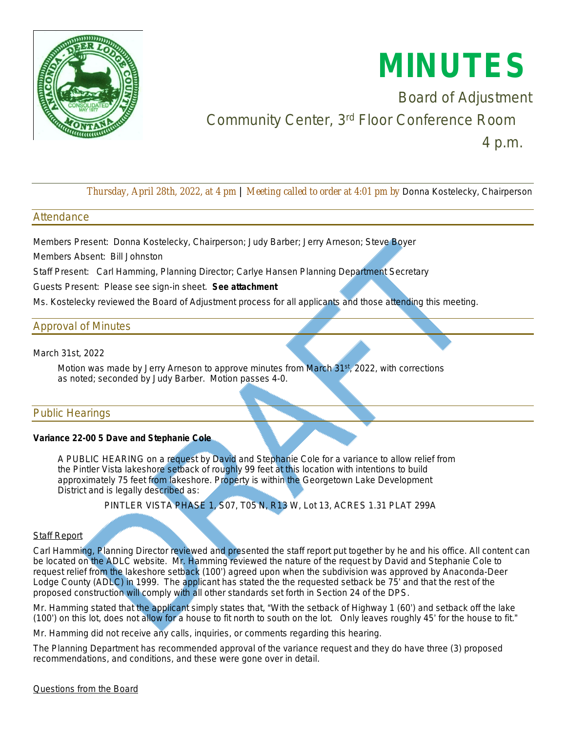# MINUTES

Board of Adjustment

Community Center, 3rd Floor Conference Room

4 p.m.

*Thursday, April 28th, 2022, at 4 pm* | *Meeting called to order at 4:01 pm by* Donna Kostelecky, Chairperson

## Attendance

Members Present: Donna Kostelecky, Chairperson; Judy Barber; Jerry Arneson; Steve Boyer

Members Absent: Bill Johnston

Staff Present: Carl Hamming, Planning Director; Carlye Hansen Planning Department Secretary

Guests Present: Please see sign-in sheet. **See attachment**

Ms. Kostelecky reviewed the Board of Adjustment process for all applicants and those attending this meeting.

## Approval of Minutes

March 31st, 2022

Motion was made by Jerry Arneson to approve minutes from March 31st, 2022, with corrections as noted; seconded by Judy Barber. Motion passes 4-0.

## Public Hearings

**Variance 22-00 5 Dave and Stephanie Cole**

A PUBLIC HEARING on a request by David and Stephanie Cole for a variance to allow relief from the Pintler Vista lakeshore setback of roughly 99 feet at this location with intentions to build approximately 75 feet from lakeshore. Property is within the Georgetown Lake Development District and is legally described as:

PINTLER VISTA PHASE 1, S07, T05 N, R13 W, Lot 13, ACRES 1.31 PLAT 299A

Staff Report

Carl Hamming, Planning Director reviewed and presented the staff report put together by he and his office. All content can be located on the ADLC website. Mr. Hamming reviewed the nature of the request by David and Stephanie Cole to request relief from the lakeshore setback (100') agreed upon when the subdivision was approved by Anaconda-Deer Lodge County (ADLC) in 1999. The applicant has stated the the requested setback be 75' and that the rest of the proposed construction will comply with all other standards set forth in Section 24 of the DPS.

Mr. Hamming stated that the applicant simply states that, "With the setback of Highway 1 (60') and setback off the lake (100') on this lot, does not allow for a house to fit north to south on the lot. Only leaves roughly 45' for the house to fit."

Mr. Hamming did not receive any calls, inquiries, or comments regarding this hearing.

The Planning Department has recommended approval of the variance request and they do have three (3) proposed recommendations, and conditions, and these were gone over in detail.

Questions from the Board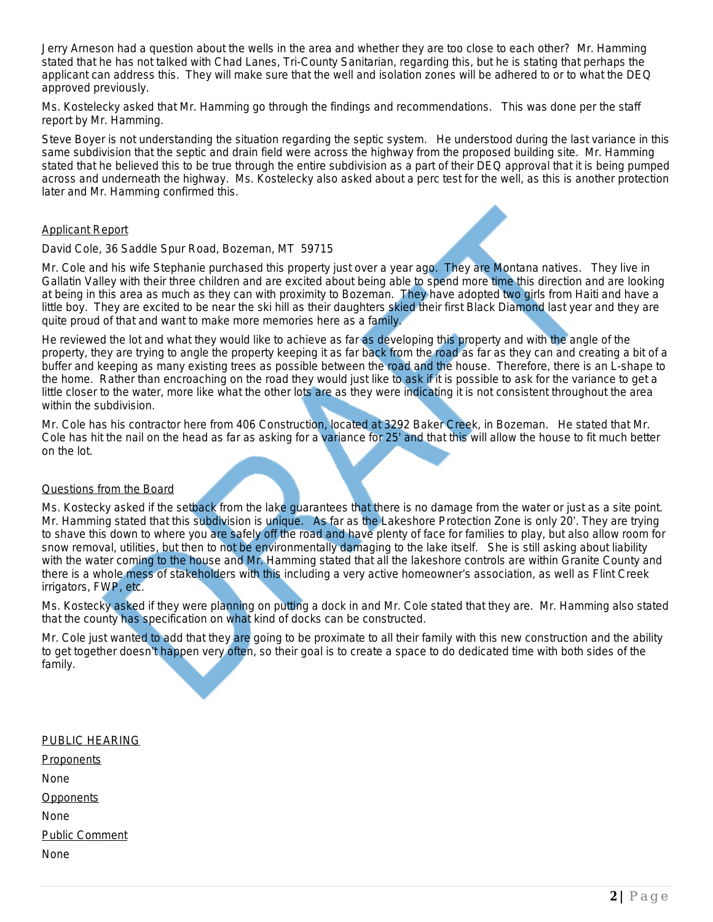Jerry Arneson had a question about the wells in the area and whether they are too close to each other? Mr. Hamming stated that he has not talked with Chad Lanes, Tri-County Sanitarian, regarding this, but he is stating that perhaps the applicant can address this. They will make sure that the well and isolation zones will be adhered to or to what the DEQ approved previously.

Ms. Kostelecky asked that Mr. Hamming go through the findings and recommendations. This was done per the staff report by Mr. Hamming.

Steve Boyer is not understanding the situation regarding the septic system. He understood during the last variance in this same subdivision that the septic and drain field were across the highway from the proposed building site. Mr. Hamming stated that he believed this to be true through the entire subdivision as a part of their DEQ approval that it is being pumped across and underneath the highway. Ms. Kostelecky also asked about a perc test for the well, as this is another protection later and Mr. Hamming confirmed this.

Applicant Report

David Cole, 36 Saddle Spur Road, Bozeman, MT 59715

Mr. Cole and his wife Stephanie purchased this property just over a year ago. They are Montana natives. They live in Gallatin Valley with their three children and are excited about being able to spend more time this direction and are looking at being in this area as much as they can with proximity to Bozeman. They have adopted two girls from Haiti and have a little boy. They are excited to be near the ski hill as their daughters skied their first Black Diamond last year and they are quite proud of that and want to make more memories here as a family.

He reviewed the lot and what they would like to achieve as far as developing this property and with the angle of the property, they are trying to angle the property keeping it as far back from the road as far as they can and creating a bit of a buffer and keeping as many existing trees as possible between the road and the house. Therefore, there is an L-shape to the home. Rather than encroaching on the road they would just like to ask if it is possible to ask for the variance to get a little closer to the water, more like what the other lots are as they were indicating it is not consistent throughout the area within the subdivision.

Mr. Cole has his contractor here from 406 Construction, located at 3292 Baker Creek, in Bozeman. He stated that Mr. Cole has hit the nail on the head as far as asking for a variance for 25' and that this will allow the house to fit much better on the lot.

Questions from the Board

Ms. Kostecky asked if the setback from the lake guarantees that there is no damage from the water or just as a site point. Mr. Hamming stated that this subdivision is unique. As far as the Lakeshore Protection Zone is only 20'. They are trying to shave this down to where you are safely off the road and have plenty of face for families to play, but also allow room for snow removal, utilities, but then to not be environmentally damaging to the lake itself. She is still asking about liability with the water coming to the house and Mr. Hamming stated that all the lakeshore controls are within Granite County and there is a whole mess of stakeholders with this including a very active homeowner's association, as well as Flint Creek irrigators, FWP, etc.

Ms. Kostecky asked if they were planning on putting a dock in and Mr. Cole stated that they are. Mr. Hamming also stated that the county has specification on what kind of docks can be constructed.

Mr. Cole just wanted to add that they are going to be proximate to all their family with this new construction and the ability to get together doesn't happen very often, so their goal is to create a space to do dedicated time with both sides of the family.

PUBLIC HEARING

Proponents

None

Opponents

None

Public Comment

None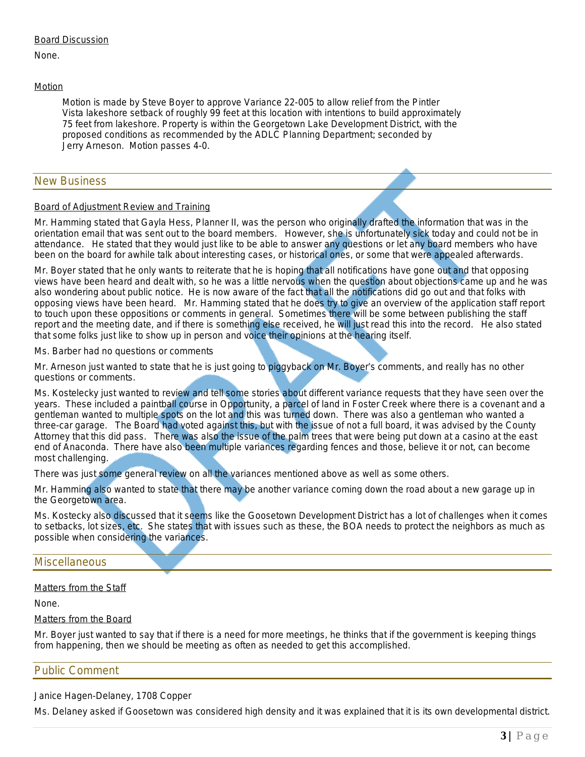Board Discussion

None.

Motion

> Motion is made by Steve Boyer to approve Variance 22-005 to allow relief from the Pintler Vista lakeshore setback of roughly 99 feet at this location with intentions to build approximately 75 feet from lakeshore. Property is within the Georgetown Lake Development District, with the proposed conditions as recommended by the ADLC Planning Department; seconded by Jerry Arneson. Motion passes 4-0.

## New Business

Board of Adjustment Review and Training

Mr. Hamming stated that Gayla Hess, Planner II, was the person who originally drafted the information that was in the orientation email that was sent out to the board members. However, she is unfortunately sick today and could not be in attendance. He stated that they would just like to be able to answer any questions or let any board members who have been on the board for awhile talk about interesting cases, or historical ones, or some that were appealed afterwards.

Mr. Boyer stated that he only wants to reiterate that he is hoping that all notifications have gone out and that opposing views have been heard and dealt with, so he was a little nervous when the question about objections came up and he was also wondering about public notice. He is now aware of the fact that all the notifications did go out and that folks with opposing views have been heard. Mr. Hamming stated that he does try to give an overview of the application staff report to touch upon these oppositions or comments in general. Sometimes there will be some between publishing the staff report and the meeting date, and if there is something else received, he will just read this into the record. He also stated that some folks just like to show up in person and voice their opinions at the hearing itself.

Ms. Barber had no questions or comments

Mr. Arneson just wanted to state that he is just going to piggyback on Mr. Boyer's comments, and really has no other questions or comments.

Ms. Kostelecky just wanted to review and tell some stories about different variance requests that they have seen over the years. These included a paintball course in Opportunity, a parcel of land in Foster Creek where there is a covenant and a gentleman wanted to multiple spots on the lot and this was turned down. There was also a gentleman who wanted a three-car garage. The Board had voted against this, but with the issue of not a full board, it was advised by the County Attorney that this did pass. There was also the issue of the palm trees that were being put down at a casino at the east end of Anaconda. There have also been multiple variances regarding fences and those, believe it or not, can become most challenging.

There was just some general review on all the variances mentioned above as well as some others.

Mr. Hamming also wanted to state that there may be another variance coming down the road about a new garage up in the Georgetown area.

Ms. Kostecky also discussed that it seems like the Goosetown Development District has a lot of challenges when it comes to setbacks, lot sizes, etc. She states that with issues such as these, the BOA needs to protect the neighbors as much as possible when considering the variances.

## Miscellaneous

Matters from the Staff

None.

Matters from the Board

Mr. Boyer just wanted to say that if there is a need for more meetings, he thinks that if the government is keeping things from happening, then we should be meeting as often as needed to get this accomplished.

## Public Comment

Janice Hagen-Delaney, 1708 Copper

Ms. Delaney asked if Goosetown was considered high density and it was explained that it is its own developmental district.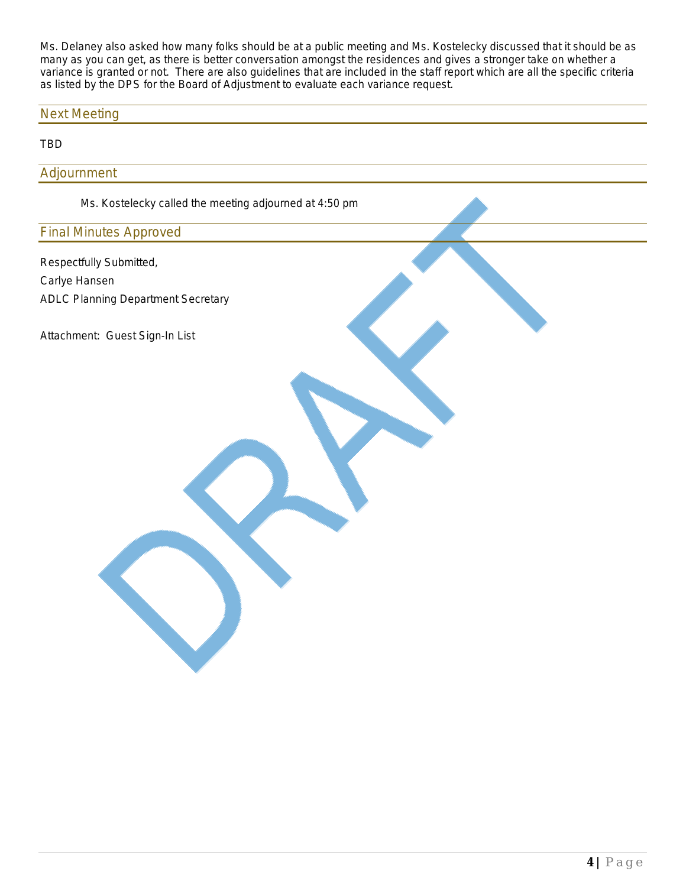Ms. Delaney also asked how many folks should be at a public meeting and Ms. Kostelecky discussed that it should be as many as you can get, as there is better conversation amongst the residences and gives a stronger take on whether a variance is granted or not. There are also guidelines that are included in the staff report which are all the specific criteria as listed by the DPS for the Board of Adjustment to evaluate each variance request.

## Next Meeting

TBD

## Adjournment

Ms. Kostelecky called the meeting adjourned at 4:50 pm

## Final Minutes Approved

Respectfully Submitted,

Carlye Hansen

ADLC Planning Department Secretary

Attachment: Guest Sign-In List